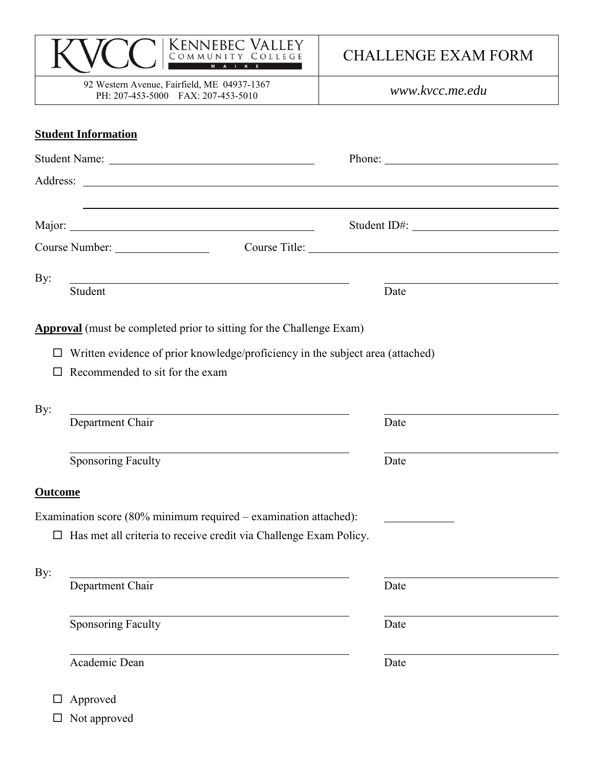| KVCC Kennebec Valley Community College Maine | CHALLENGE EXAM FORM |
| --- | --- |
| 92 Western Avenue, Fairfield, ME 04937-1367 PH: 207-453-5000 FAX: 207-453-5010 | *www.kvcc.me.edu* |

**Student Information**

Student Name: ______________________________ Phone: ______________________________

Address: ______________________________________________________________

______________________________________________________________

Major: ______________________________ Student ID#: ______________________________

Course Number: ______________ Course Title: ______________________________

By: ______________________________ ______________________________
Student Date

**Approval** (must be completed prior to sitting for the Challenge Exam)

- ☐ Written evidence of prior knowledge/proficiency in the subject area (attached)
- ☐ Recommended to sit for the exam

By: ______________________________ ______________________________
Department Chair Date

______________________________ ______________________________
Sponsoring Faculty Date

**Outcome**

Examination score (80% minimum required – examination attached): ____________

- ☐ Has met all criteria to receive credit via Challenge Exam Policy.

By: ______________________________ ______________________________
Department Chair Date

______________________________ ______________________________
Sponsoring Faculty Date

______________________________ ______________________________
Academic Dean Date

- ☐ Approved
- ☐ Not approved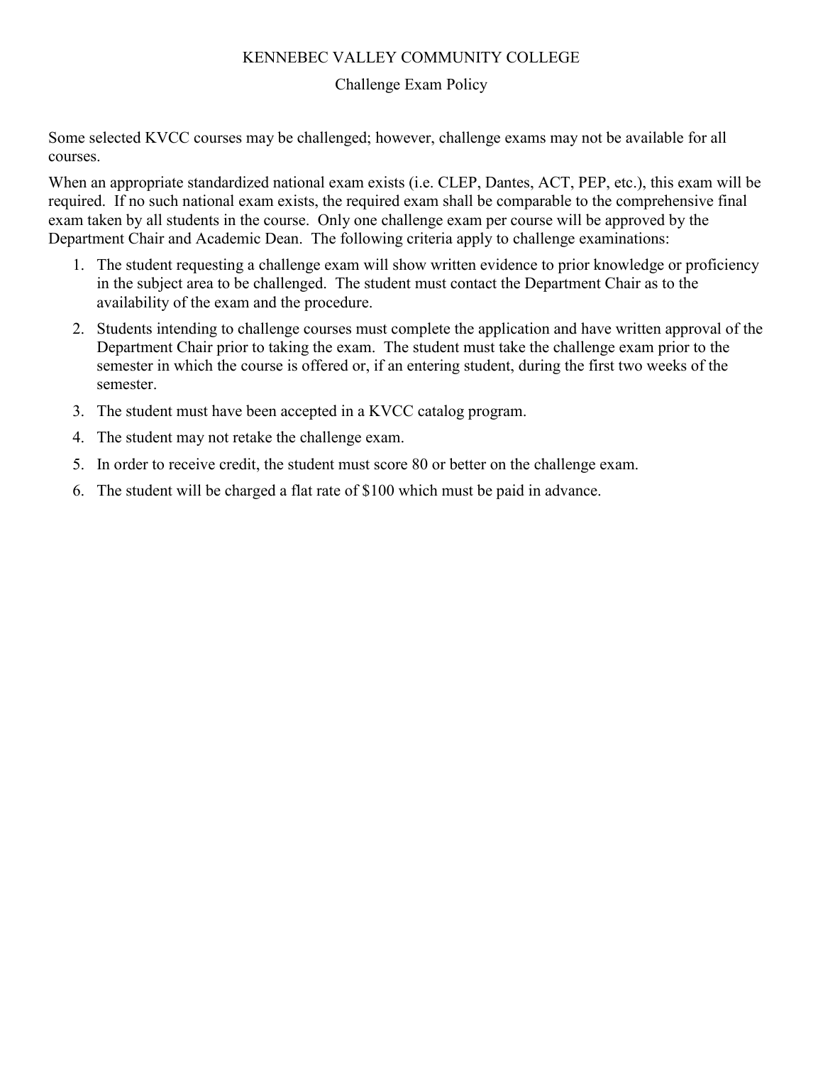KENNEBEC VALLEY COMMUNITY COLLEGE

Challenge Exam Policy

Some selected KVCC courses may be challenged; however, challenge exams may not be available for all courses.

When an appropriate standardized national exam exists (i.e. CLEP, Dantes, ACT, PEP, etc.), this exam will be required. If no such national exam exists, the required exam shall be comparable to the comprehensive final exam taken by all students in the course. Only one challenge exam per course will be approved by the Department Chair and Academic Dean. The following criteria apply to challenge examinations:

1. The student requesting a challenge exam will show written evidence to prior knowledge or proficiency in the subject area to be challenged. The student must contact the Department Chair as to the availability of the exam and the procedure.
2. Students intending to challenge courses must complete the application and have written approval of the Department Chair prior to taking the exam. The student must take the challenge exam prior to the semester in which the course is offered or, if an entering student, during the first two weeks of the semester.
3. The student must have been accepted in a KVCC catalog program.
4. The student may not retake the challenge exam.
5. In order to receive credit, the student must score 80 or better on the challenge exam.
6. The student will be charged a flat rate of $100 which must be paid in advance.